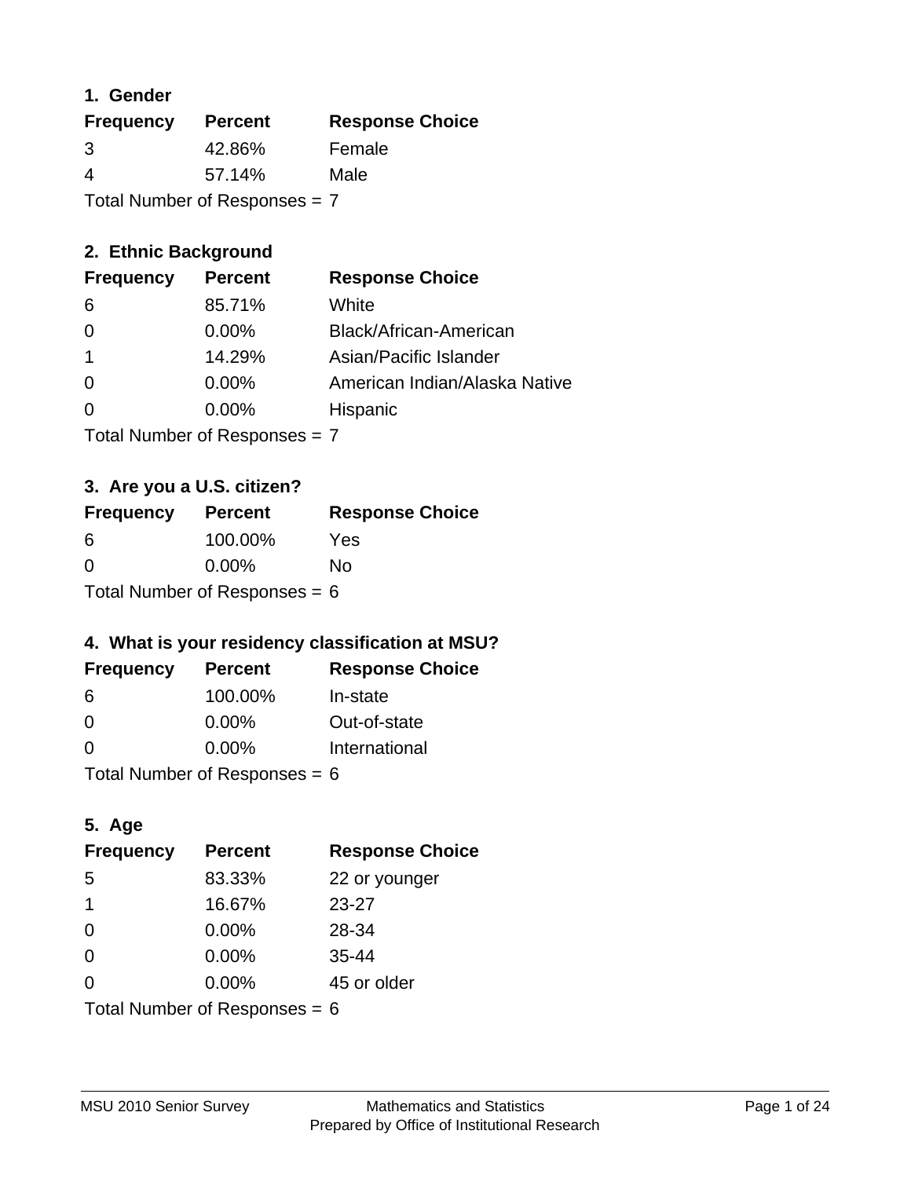### 1. Gender

| Frequency | Percent | Response Choice |
|---|---|---|
| 3 | 42.86% | Female |
| 4 | 57.14% | Male |

Total Number of Responses = 7

### 2. Ethnic Background

| Frequency | Percent | Response Choice |
|---|---|---|
| 6 | 85.71% | White |
| 0 | 0.00% | Black/African-American |
| 1 | 14.29% | Asian/Pacific Islander |
| 0 | 0.00% | American Indian/Alaska Native |
| 0 | 0.00% | Hispanic |

Total Number of Responses = 7

### 3. Are you a U.S. citizen?

| Frequency | Percent | Response Choice |
|---|---|---|
| 6 | 100.00% | Yes |
| 0 | 0.00% | No |

Total Number of Responses = 6

### 4. What is your residency classification at MSU?

| Frequency | Percent | Response Choice |
|---|---|---|
| 6 | 100.00% | In-state |
| 0 | 0.00% | Out-of-state |
| 0 | 0.00% | International |

Total Number of Responses = 6

### 5. Age

| Frequency | Percent | Response Choice |
|---|---|---|
| 5 | 83.33% | 22 or younger |
| 1 | 16.67% | 23-27 |
| 0 | 0.00% | 28-34 |
| 0 | 0.00% | 35-44 |
| 0 | 0.00% | 45 or older |

Total Number of Responses = 6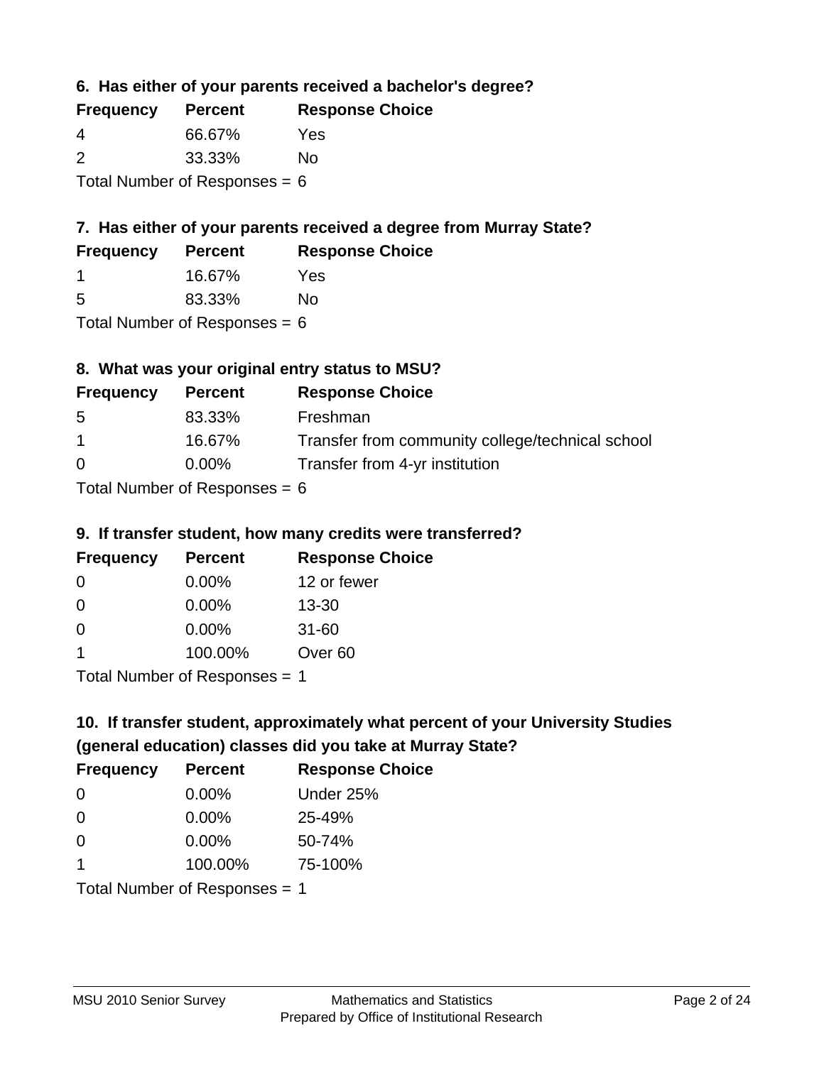### 6. Has either of your parents received a bachelor's degree?

| Frequency | Percent | Response Choice |
|---|---|---|
| 4 | 66.67% | Yes |
| 2 | 33.33% | No |

Total Number of Responses = 6

### 7. Has either of your parents received a degree from Murray State?

| Frequency | Percent | Response Choice |
|---|---|---|
| 1 | 16.67% | Yes |
| 5 | 83.33% | No |

Total Number of Responses = 6

### 8. What was your original entry status to MSU?

| Frequency | Percent | Response Choice |
|---|---|---|
| 5 | 83.33% | Freshman |
| 1 | 16.67% | Transfer from community college/technical school |
| 0 | 0.00% | Transfer from 4-yr institution |

Total Number of Responses = 6

### 9. If transfer student, how many credits were transferred?

| Frequency | Percent | Response Choice |
|---|---|---|
| 0 | 0.00% | 12 or fewer |
| 0 | 0.00% | 13-30 |
| 0 | 0.00% | 31-60 |
| 1 | 100.00% | Over 60 |

Total Number of Responses = 1

### 10. If transfer student, approximately what percent of your University Studies (general education) classes did you take at Murray State?

| Frequency | Percent | Response Choice |
|---|---|---|
| 0 | 0.00% | Under 25% |
| 0 | 0.00% | 25-49% |
| 0 | 0.00% | 50-74% |
| 1 | 100.00% | 75-100% |

Total Number of Responses = 1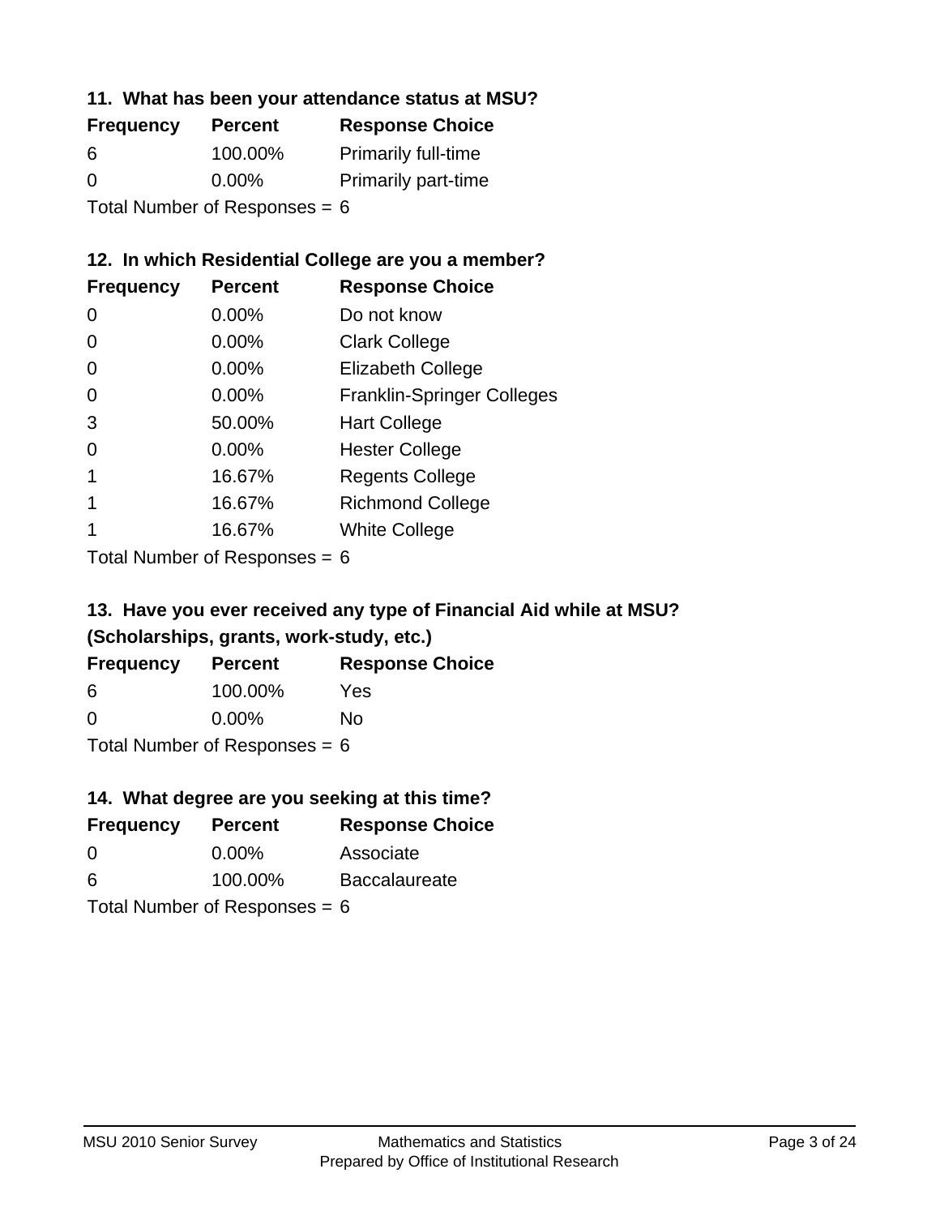### 11. What has been your attendance status at MSU?

| Frequency | Percent | Response Choice |
| --- | --- | --- |
| 6 | 100.00% | Primarily full-time |
| 0 | 0.00% | Primarily part-time |

Total Number of Responses = 6

### 12. In which Residential College are you a member?

| Frequency | Percent | Response Choice |
| --- | --- | --- |
| 0 | 0.00% | Do not know |
| 0 | 0.00% | Clark College |
| 0 | 0.00% | Elizabeth College |
| 0 | 0.00% | Franklin-Springer Colleges |
| 3 | 50.00% | Hart College |
| 0 | 0.00% | Hester College |
| 1 | 16.67% | Regents College |
| 1 | 16.67% | Richmond College |
| 1 | 16.67% | White College |

Total Number of Responses = 6

### 13. Have you ever received any type of Financial Aid while at MSU? (Scholarships, grants, work-study, etc.)

| Frequency | Percent | Response Choice |
| --- | --- | --- |
| 6 | 100.00% | Yes |
| 0 | 0.00% | No |

Total Number of Responses = 6

### 14. What degree are you seeking at this time?

| Frequency | Percent | Response Choice |
| --- | --- | --- |
| 0 | 0.00% | Associate |
| 6 | 100.00% | Baccalaureate |

Total Number of Responses = 6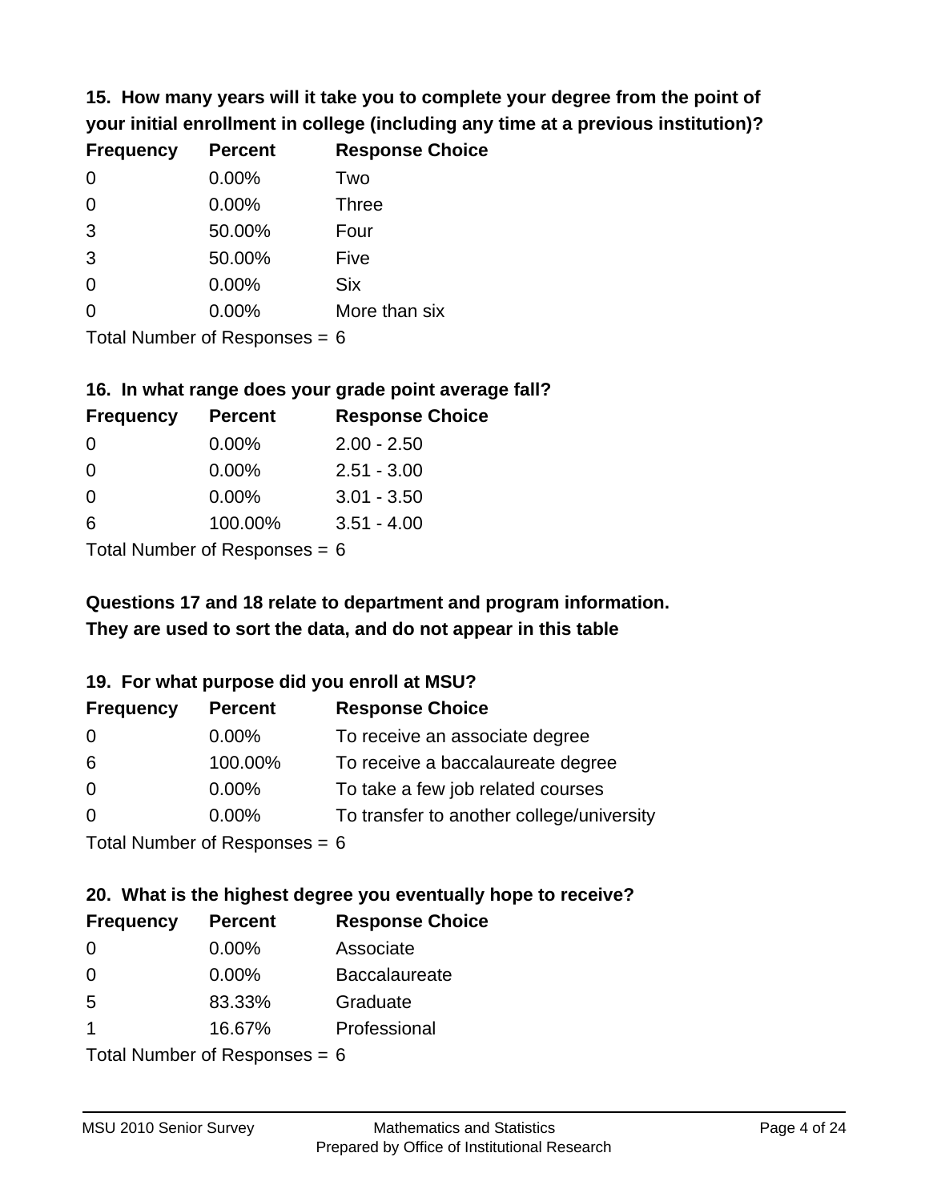**15. How many years will it take you to complete your degree from the point of your initial enrollment in college (including any time at a previous institution)?**

| Frequency | Percent | Response Choice |
|---|---|---|
| 0 | 0.00% | Two |
| 0 | 0.00% | Three |
| 3 | 50.00% | Four |
| 3 | 50.00% | Five |
| 0 | 0.00% | Six |
| 0 | 0.00% | More than six |

Total Number of Responses = 6

**16. In what range does your grade point average fall?**

| Frequency | Percent | Response Choice |
|---|---|---|
| 0 | 0.00% | 2.00 - 2.50 |
| 0 | 0.00% | 2.51 - 3.00 |
| 0 | 0.00% | 3.01 - 3.50 |
| 6 | 100.00% | 3.51 - 4.00 |

Total Number of Responses = 6

**Questions 17 and 18 relate to department and program information. They are used to sort the data, and do not appear in this table**

**19. For what purpose did you enroll at MSU?**

| Frequency | Percent | Response Choice |
|---|---|---|
| 0 | 0.00% | To receive an associate degree |
| 6 | 100.00% | To receive a baccalaureate degree |
| 0 | 0.00% | To take a few job related courses |
| 0 | 0.00% | To transfer to another college/university |

Total Number of Responses = 6

**20. What is the highest degree you eventually hope to receive?**

| Frequency | Percent | Response Choice |
|---|---|---|
| 0 | 0.00% | Associate |
| 0 | 0.00% | Baccalaureate |
| 5 | 83.33% | Graduate |
| 1 | 16.67% | Professional |

Total Number of Responses = 6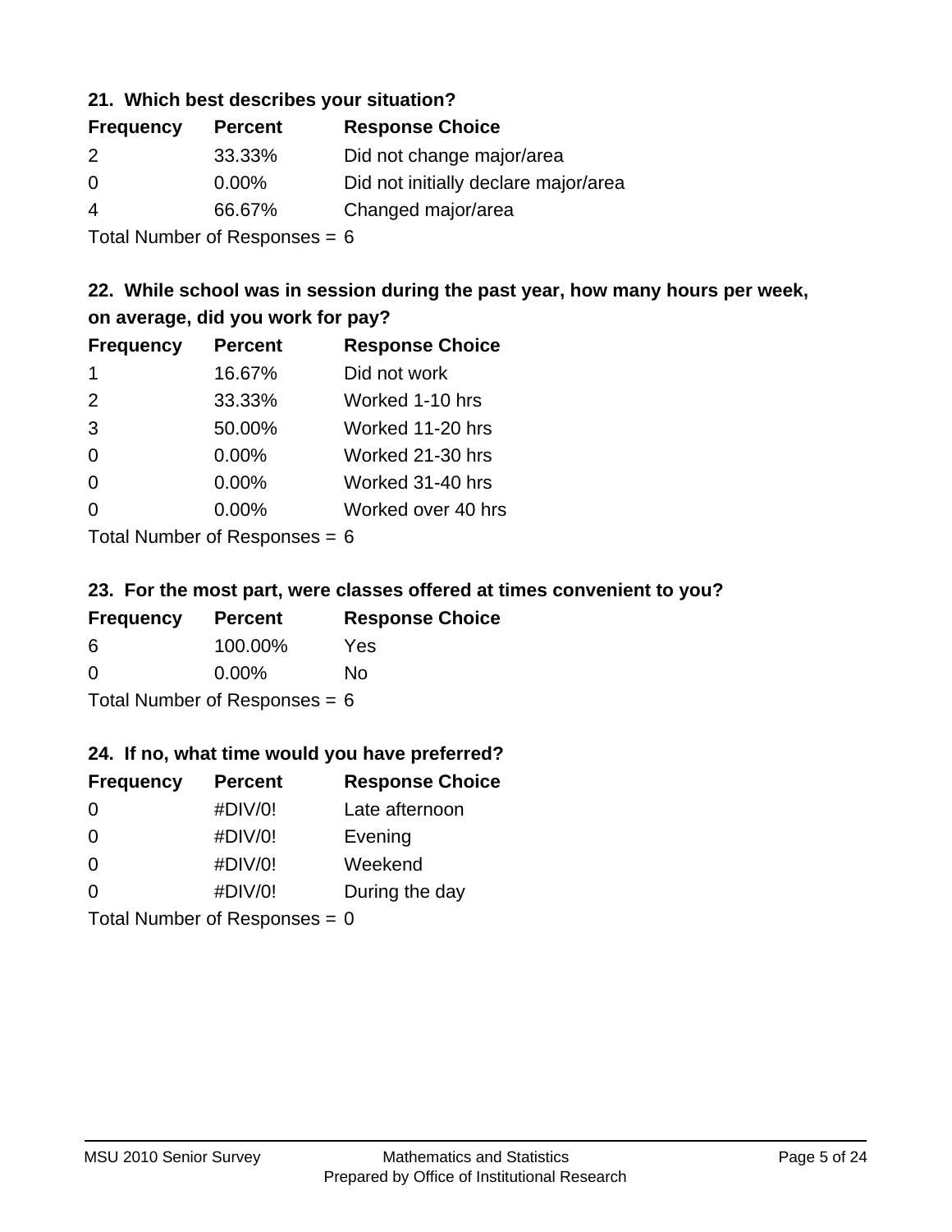### 21. Which best describes your situation?

| Frequency | Percent | Response Choice |
|---|---|---|
| 2 | 33.33% | Did not change major/area |
| 0 | 0.00% | Did not initially declare major/area |
| 4 | 66.67% | Changed major/area |

Total Number of Responses = 6

### 22. While school was in session during the past year, how many hours per week, on average, did you work for pay?

| Frequency | Percent | Response Choice |
|---|---|---|
| 1 | 16.67% | Did not work |
| 2 | 33.33% | Worked 1-10 hrs |
| 3 | 50.00% | Worked 11-20 hrs |
| 0 | 0.00% | Worked 21-30 hrs |
| 0 | 0.00% | Worked 31-40 hrs |
| 0 | 0.00% | Worked over 40 hrs |

Total Number of Responses = 6

### 23. For the most part, were classes offered at times convenient to you?

| Frequency | Percent | Response Choice |
|---|---|---|
| 6 | 100.00% | Yes |
| 0 | 0.00% | No |

Total Number of Responses = 6

### 24. If no, what time would you have preferred?

| Frequency | Percent | Response Choice |
|---|---|---|
| 0 | #DIV/0! | Late afternoon |
| 0 | #DIV/0! | Evening |
| 0 | #DIV/0! | Weekend |
| 0 | #DIV/0! | During the day |

Total Number of Responses = 0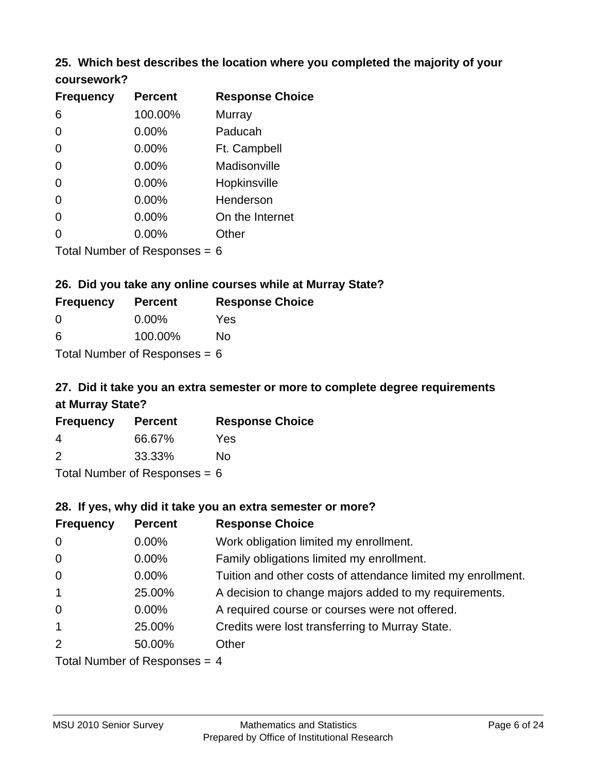### 25. Which best describes the location where you completed the majority of your coursework?

| Frequency | Percent | Response Choice |
|---|---|---|
| 6 | 100.00% | Murray |
| 0 | 0.00% | Paducah |
| 0 | 0.00% | Ft. Campbell |
| 0 | 0.00% | Madisonville |
| 0 | 0.00% | Hopkinsville |
| 0 | 0.00% | Henderson |
| 0 | 0.00% | On the Internet |
| 0 | 0.00% | Other |

Total Number of Responses = 6

### 26. Did you take any online courses while at Murray State?

| Frequency | Percent | Response Choice |
|---|---|---|
| 0 | 0.00% | Yes |
| 6 | 100.00% | No |

Total Number of Responses = 6

### 27. Did it take you an extra semester or more to complete degree requirements at Murray State?

| Frequency | Percent | Response Choice |
|---|---|---|
| 4 | 66.67% | Yes |
| 2 | 33.33% | No |

Total Number of Responses = 6

### 28. If yes, why did it take you an extra semester or more?

| Frequency | Percent | Response Choice |
|---|---|---|
| 0 | 0.00% | Work obligation limited my enrollment. |
| 0 | 0.00% | Family obligations limited my enrollment. |
| 0 | 0.00% | Tuition and other costs of attendance limited my enrollment. |
| 1 | 25.00% | A decision to change majors added to my requirements. |
| 0 | 0.00% | A required course or courses were not offered. |
| 1 | 25.00% | Credits were lost transferring to Murray State. |
| 2 | 50.00% | Other |

Total Number of Responses = 4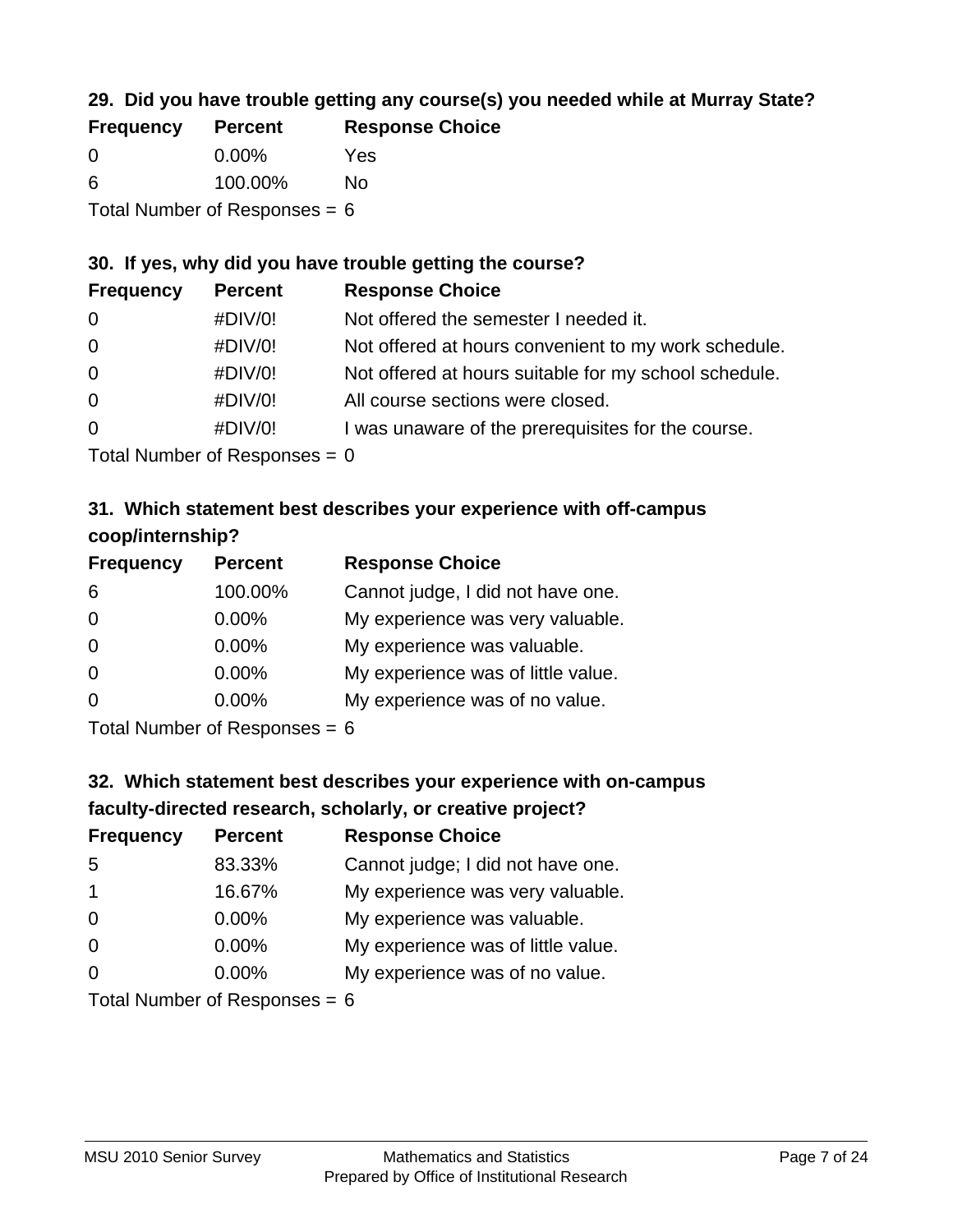### 29. Did you have trouble getting any course(s) you needed while at Murray State?

| Frequency | Percent | Response Choice |
|---|---|---|
| 0 | 0.00% | Yes |
| 6 | 100.00% | No |

Total Number of Responses = 6

### 30. If yes, why did you have trouble getting the course?

| Frequency | Percent | Response Choice |
|---|---|---|
| 0 | #DIV/0! | Not offered the semester I needed it. |
| 0 | #DIV/0! | Not offered at hours convenient to my work schedule. |
| 0 | #DIV/0! | Not offered at hours suitable for my school schedule. |
| 0 | #DIV/0! | All course sections were closed. |
| 0 | #DIV/0! | I was unaware of the prerequisites for the course. |

Total Number of Responses = 0

### 31. Which statement best describes your experience with off-campus coop/internship?

| Frequency | Percent | Response Choice |
|---|---|---|
| 6 | 100.00% | Cannot judge, I did not have one. |
| 0 | 0.00% | My experience was very valuable. |
| 0 | 0.00% | My experience was valuable. |
| 0 | 0.00% | My experience was of little value. |
| 0 | 0.00% | My experience was of no value. |

Total Number of Responses = 6

### 32. Which statement best describes your experience with on-campus faculty-directed research, scholarly, or creative project?

| Frequency | Percent | Response Choice |
|---|---|---|
| 5 | 83.33% | Cannot judge; I did not have one. |
| 1 | 16.67% | My experience was very valuable. |
| 0 | 0.00% | My experience was valuable. |
| 0 | 0.00% | My experience was of little value. |
| 0 | 0.00% | My experience was of no value. |

Total Number of Responses = 6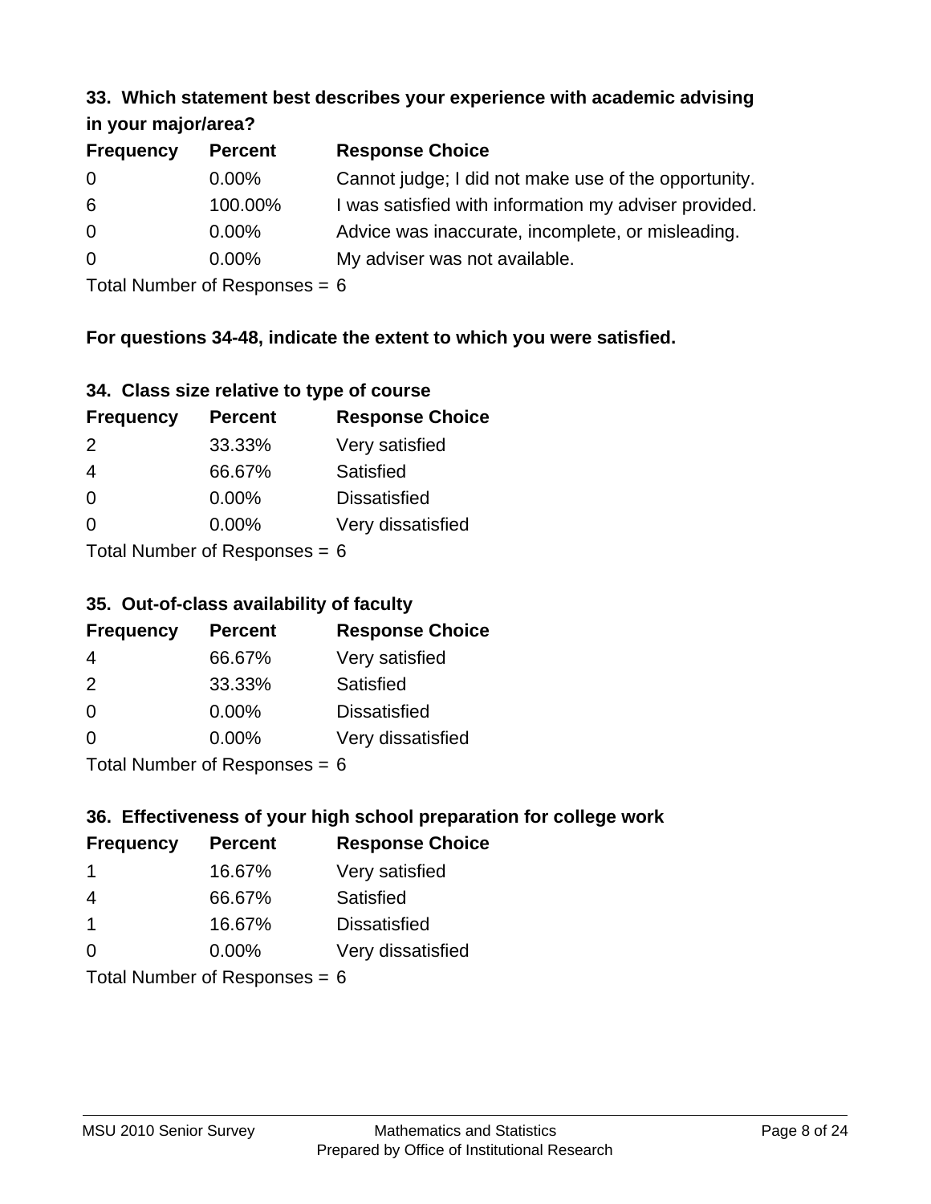### 33. Which statement best describes your experience with academic advising in your major/area?

| Frequency | Percent | Response Choice |
|---|---|---|
| 0 | 0.00% | Cannot judge; I did not make use of the opportunity. |
| 6 | 100.00% | I was satisfied with information my adviser provided. |
| 0 | 0.00% | Advice was inaccurate, incomplete, or misleading. |
| 0 | 0.00% | My adviser was not available. |

Total Number of Responses = 6

**For questions 34-48, indicate the extent to which you were satisfied.**

### 34. Class size relative to type of course

| Frequency | Percent | Response Choice |
|---|---|---|
| 2 | 33.33% | Very satisfied |
| 4 | 66.67% | Satisfied |
| 0 | 0.00% | Dissatisfied |
| 0 | 0.00% | Very dissatisfied |

Total Number of Responses = 6

### 35. Out-of-class availability of faculty

| Frequency | Percent | Response Choice |
|---|---|---|
| 4 | 66.67% | Very satisfied |
| 2 | 33.33% | Satisfied |
| 0 | 0.00% | Dissatisfied |
| 0 | 0.00% | Very dissatisfied |

Total Number of Responses = 6

### 36. Effectiveness of your high school preparation for college work

| Frequency | Percent | Response Choice |
|---|---|---|
| 1 | 16.67% | Very satisfied |
| 4 | 66.67% | Satisfied |
| 1 | 16.67% | Dissatisfied |
| 0 | 0.00% | Very dissatisfied |

Total Number of Responses = 6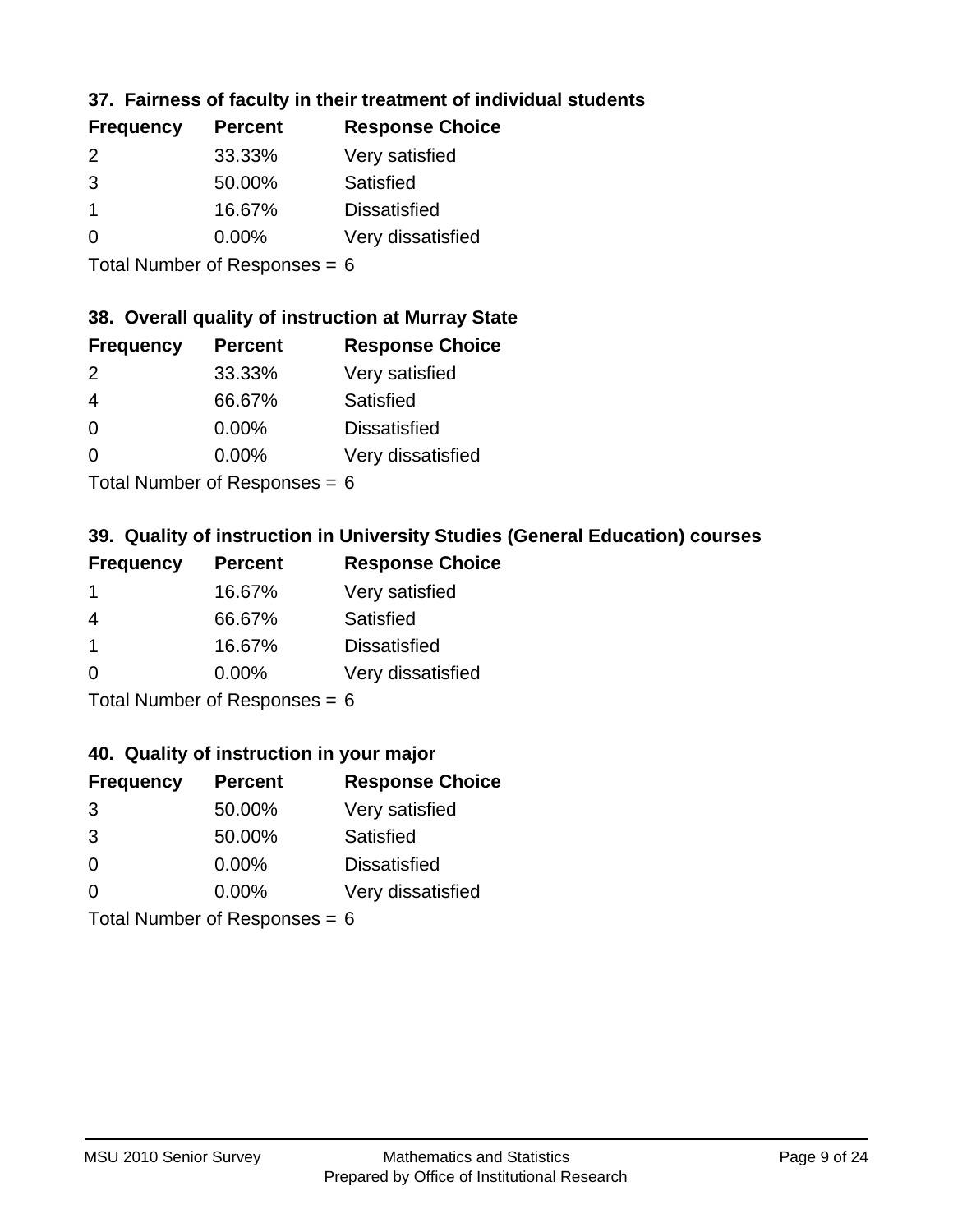### 37. Fairness of faculty in their treatment of individual students

| Frequency | Percent | Response Choice |
|---|---|---|
| 2 | 33.33% | Very satisfied |
| 3 | 50.00% | Satisfied |
| 1 | 16.67% | Dissatisfied |
| 0 | 0.00% | Very dissatisfied |

Total Number of Responses = 6

### 38. Overall quality of instruction at Murray State

| Frequency | Percent | Response Choice |
|---|---|---|
| 2 | 33.33% | Very satisfied |
| 4 | 66.67% | Satisfied |
| 0 | 0.00% | Dissatisfied |
| 0 | 0.00% | Very dissatisfied |

Total Number of Responses = 6

### 39. Quality of instruction in University Studies (General Education) courses

| Frequency | Percent | Response Choice |
|---|---|---|
| 1 | 16.67% | Very satisfied |
| 4 | 66.67% | Satisfied |
| 1 | 16.67% | Dissatisfied |
| 0 | 0.00% | Very dissatisfied |

Total Number of Responses = 6

### 40. Quality of instruction in your major

| Frequency | Percent | Response Choice |
|---|---|---|
| 3 | 50.00% | Very satisfied |
| 3 | 50.00% | Satisfied |
| 0 | 0.00% | Dissatisfied |
| 0 | 0.00% | Very dissatisfied |

Total Number of Responses = 6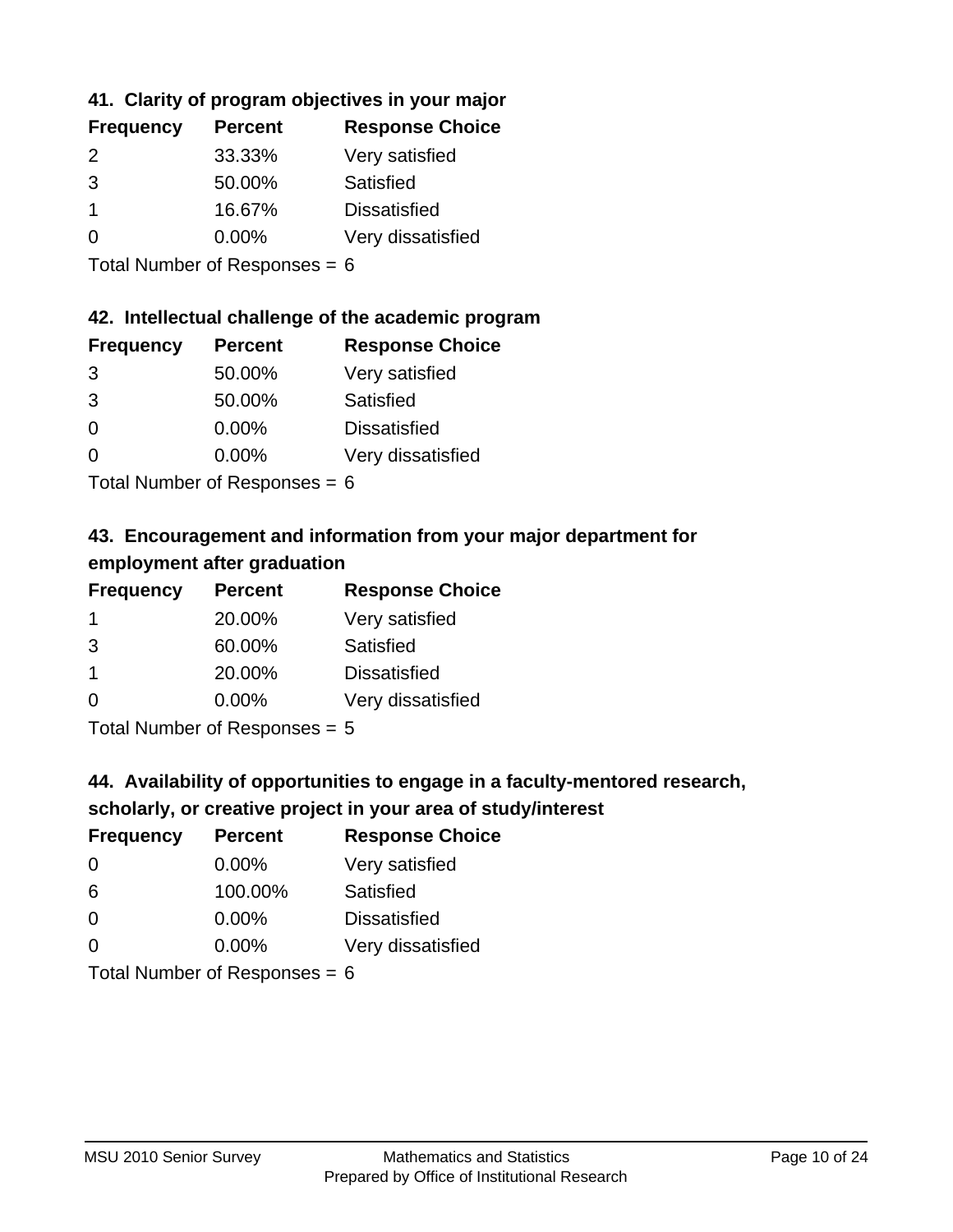### 41. Clarity of program objectives in your major

| Frequency | Percent | Response Choice |
|---|---|---|
| 2 | 33.33% | Very satisfied |
| 3 | 50.00% | Satisfied |
| 1 | 16.67% | Dissatisfied |
| 0 | 0.00% | Very dissatisfied |

Total Number of Responses = 6

### 42. Intellectual challenge of the academic program

| Frequency | Percent | Response Choice |
|---|---|---|
| 3 | 50.00% | Very satisfied |
| 3 | 50.00% | Satisfied |
| 0 | 0.00% | Dissatisfied |
| 0 | 0.00% | Very dissatisfied |

Total Number of Responses = 6

### 43. Encouragement and information from your major department for employment after graduation

| Frequency | Percent | Response Choice |
|---|---|---|
| 1 | 20.00% | Very satisfied |
| 3 | 60.00% | Satisfied |
| 1 | 20.00% | Dissatisfied |
| 0 | 0.00% | Very dissatisfied |

Total Number of Responses = 5

### 44. Availability of opportunities to engage in a faculty-mentored research, scholarly, or creative project in your area of study/interest

| Frequency | Percent | Response Choice |
|---|---|---|
| 0 | 0.00% | Very satisfied |
| 6 | 100.00% | Satisfied |
| 0 | 0.00% | Dissatisfied |
| 0 | 0.00% | Very dissatisfied |

Total Number of Responses = 6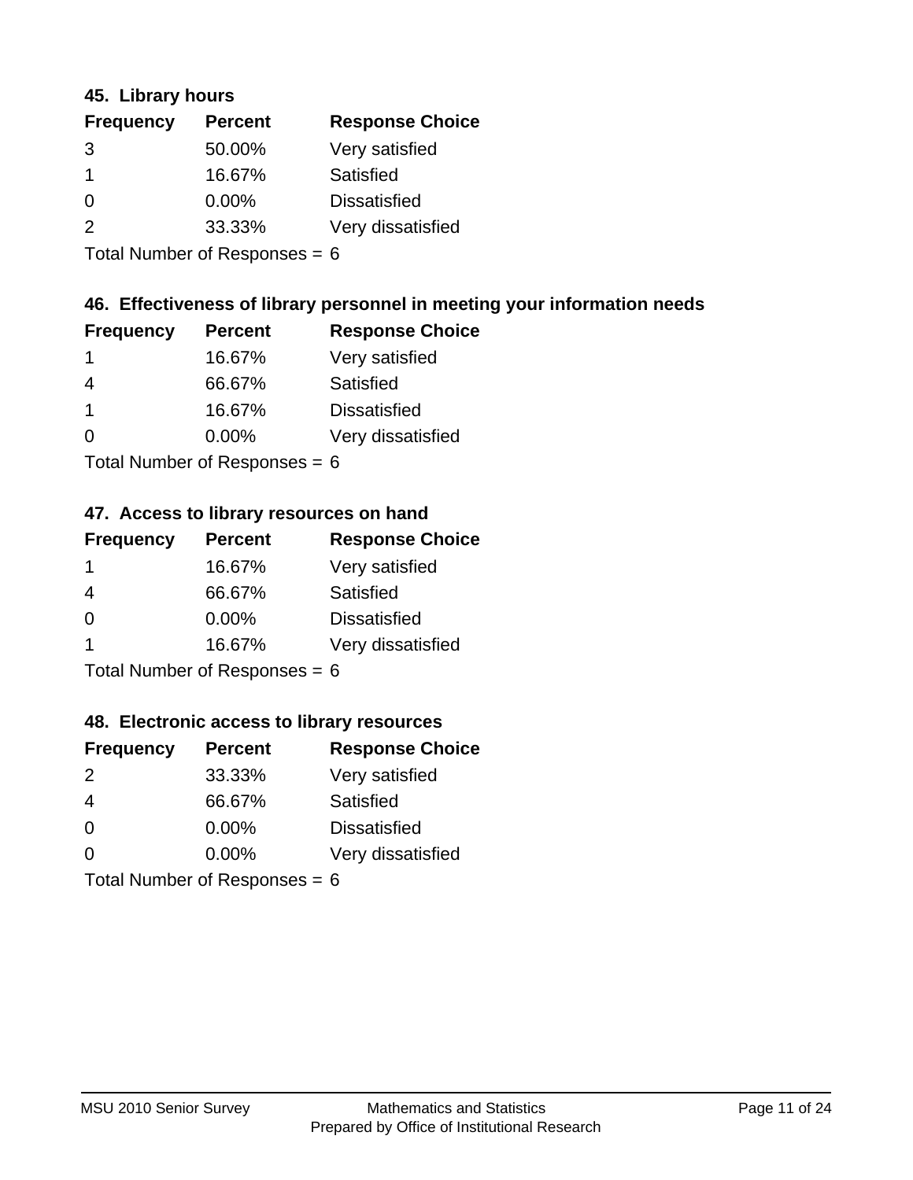### 45. Library hours

| Frequency | Percent | Response Choice |
|---|---|---|
| 3 | 50.00% | Very satisfied |
| 1 | 16.67% | Satisfied |
| 0 | 0.00% | Dissatisfied |
| 2 | 33.33% | Very dissatisfied |

Total Number of Responses = 6

### 46. Effectiveness of library personnel in meeting your information needs

| Frequency | Percent | Response Choice |
|---|---|---|
| 1 | 16.67% | Very satisfied |
| 4 | 66.67% | Satisfied |
| 1 | 16.67% | Dissatisfied |
| 0 | 0.00% | Very dissatisfied |

Total Number of Responses = 6

### 47. Access to library resources on hand

| Frequency | Percent | Response Choice |
|---|---|---|
| 1 | 16.67% | Very satisfied |
| 4 | 66.67% | Satisfied |
| 0 | 0.00% | Dissatisfied |
| 1 | 16.67% | Very dissatisfied |

Total Number of Responses = 6

### 48. Electronic access to library resources

| Frequency | Percent | Response Choice |
|---|---|---|
| 2 | 33.33% | Very satisfied |
| 4 | 66.67% | Satisfied |
| 0 | 0.00% | Dissatisfied |
| 0 | 0.00% | Very dissatisfied |

Total Number of Responses = 6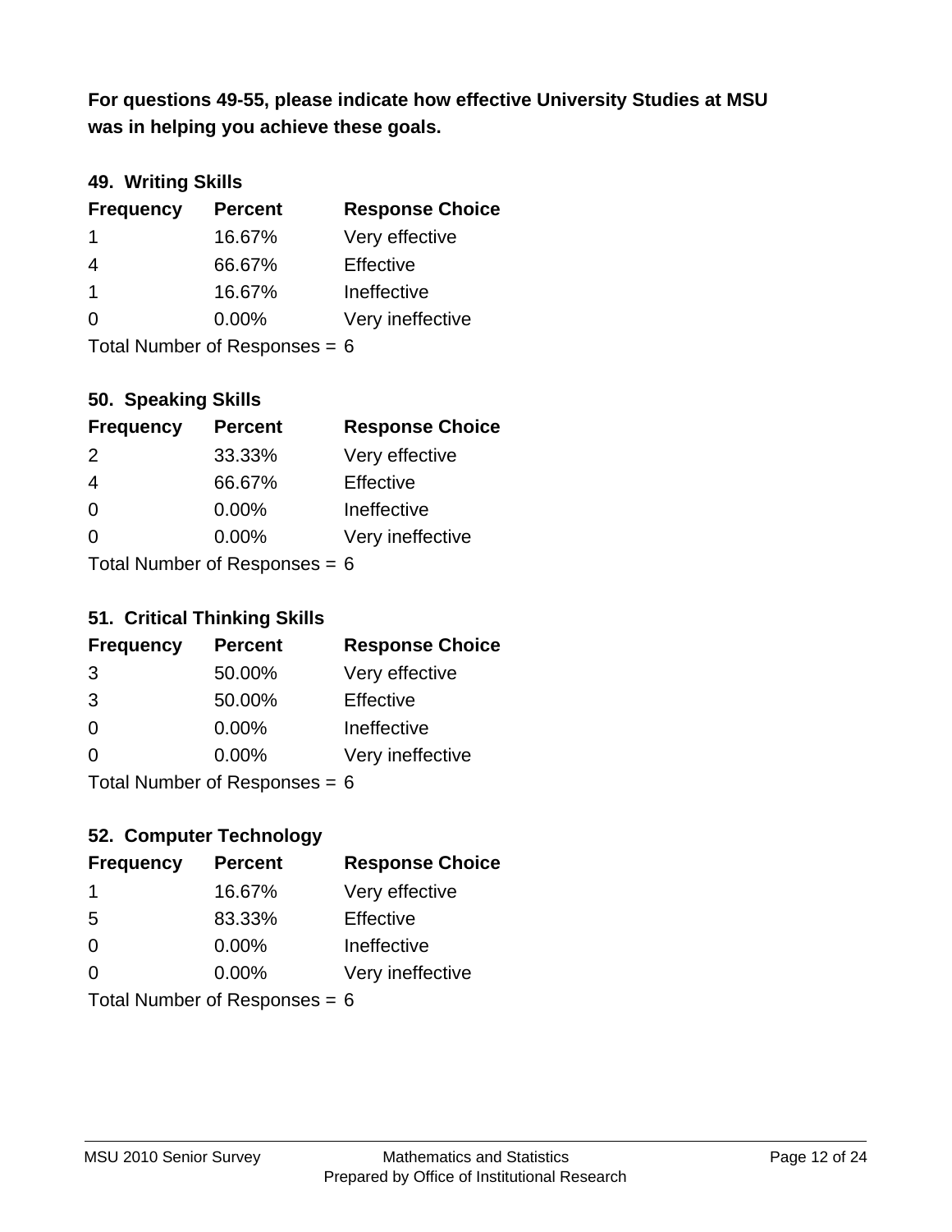**For questions 49-55, please indicate how effective University Studies at MSU was in helping you achieve these goals.**

### 49. Writing Skills

| Frequency | Percent | Response Choice |
|---|---|---|
| 1 | 16.67% | Very effective |
| 4 | 66.67% | Effective |
| 1 | 16.67% | Ineffective |
| 0 | 0.00% | Very ineffective |

Total Number of Responses = 6

### 50. Speaking Skills

| Frequency | Percent | Response Choice |
|---|---|---|
| 2 | 33.33% | Very effective |
| 4 | 66.67% | Effective |
| 0 | 0.00% | Ineffective |
| 0 | 0.00% | Very ineffective |

Total Number of Responses = 6

### 51. Critical Thinking Skills

| Frequency | Percent | Response Choice |
|---|---|---|
| 3 | 50.00% | Very effective |
| 3 | 50.00% | Effective |
| 0 | 0.00% | Ineffective |
| 0 | 0.00% | Very ineffective |

Total Number of Responses = 6

### 52. Computer Technology

| Frequency | Percent | Response Choice |
|---|---|---|
| 1 | 16.67% | Very effective |
| 5 | 83.33% | Effective |
| 0 | 0.00% | Ineffective |
| 0 | 0.00% | Very ineffective |

Total Number of Responses = 6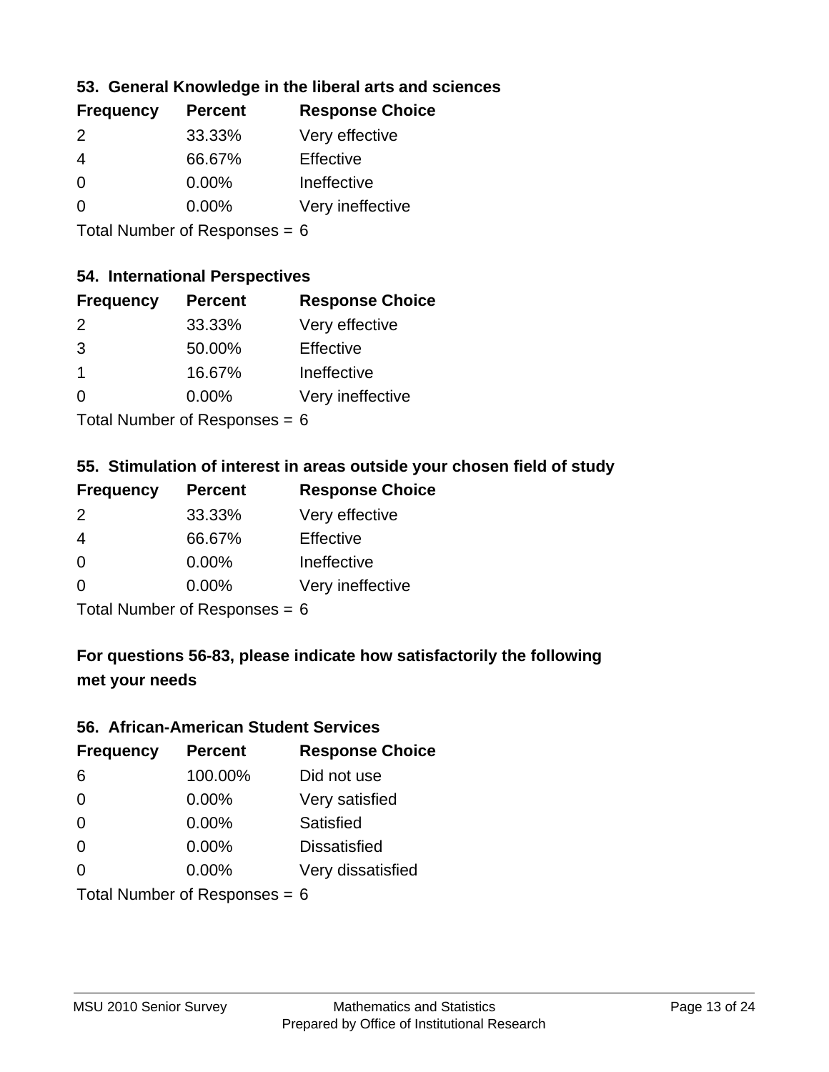### 53. General Knowledge in the liberal arts and sciences

| Frequency | Percent | Response Choice |
|---|---|---|
| 2 | 33.33% | Very effective |
| 4 | 66.67% | Effective |
| 0 | 0.00% | Ineffective |
| 0 | 0.00% | Very ineffective |

Total Number of Responses = 6

### 54. International Perspectives

| Frequency | Percent | Response Choice |
|---|---|---|
| 2 | 33.33% | Very effective |
| 3 | 50.00% | Effective |
| 1 | 16.67% | Ineffective |
| 0 | 0.00% | Very ineffective |

Total Number of Responses = 6

### 55. Stimulation of interest in areas outside your chosen field of study

| Frequency | Percent | Response Choice |
|---|---|---|
| 2 | 33.33% | Very effective |
| 4 | 66.67% | Effective |
| 0 | 0.00% | Ineffective |
| 0 | 0.00% | Very ineffective |

Total Number of Responses = 6

## For questions 56-83, please indicate how satisfactorily the following met your needs

### 56. African-American Student Services

| Frequency | Percent | Response Choice |
|---|---|---|
| 6 | 100.00% | Did not use |
| 0 | 0.00% | Very satisfied |
| 0 | 0.00% | Satisfied |
| 0 | 0.00% | Dissatisfied |
| 0 | 0.00% | Very dissatisfied |

Total Number of Responses = 6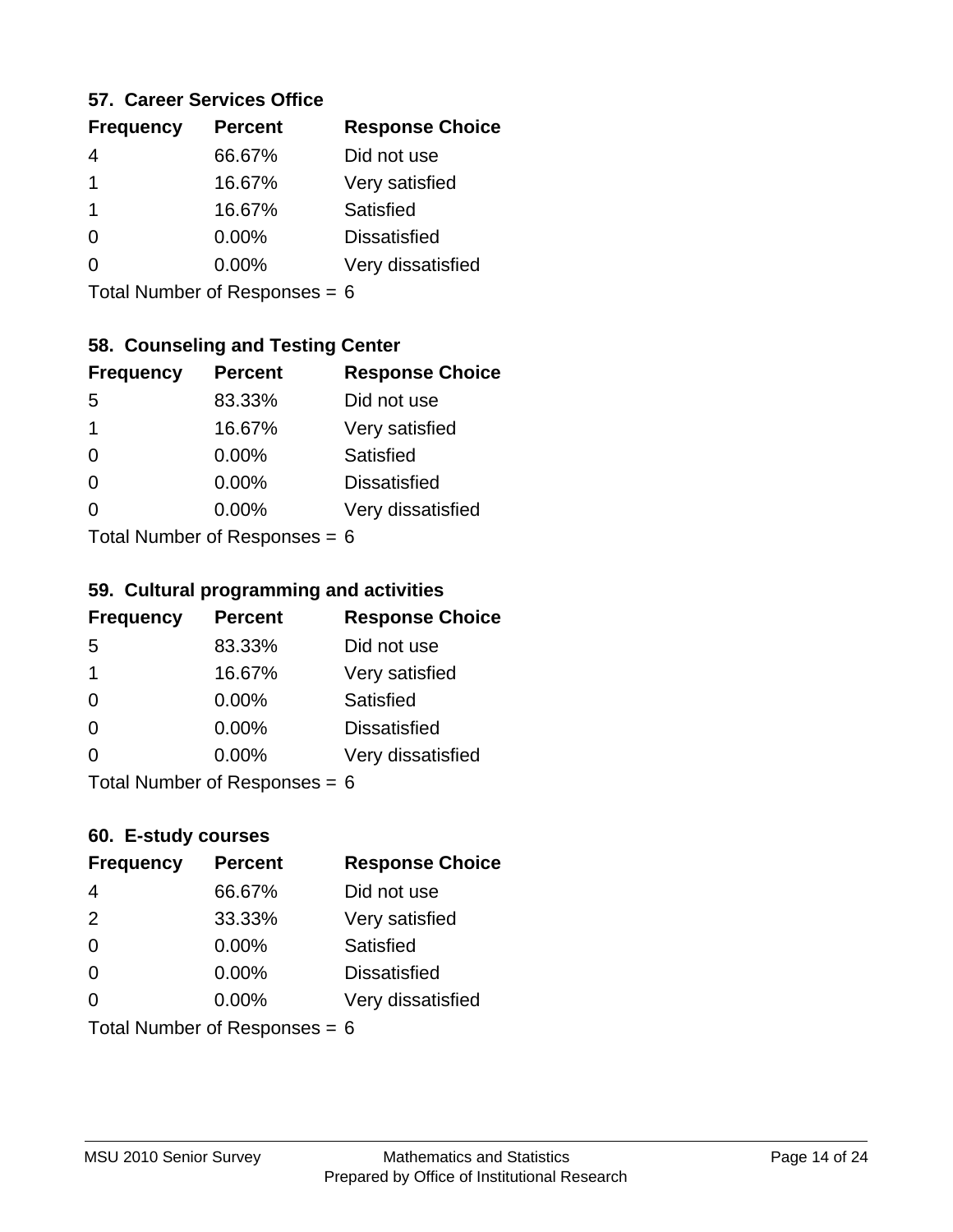### 57. Career Services Office

| Frequency | Percent | Response Choice |
|---|---|---|
| 4 | 66.67% | Did not use |
| 1 | 16.67% | Very satisfied |
| 1 | 16.67% | Satisfied |
| 0 | 0.00% | Dissatisfied |
| 0 | 0.00% | Very dissatisfied |

Total Number of Responses = 6

### 58. Counseling and Testing Center

| Frequency | Percent | Response Choice |
|---|---|---|
| 5 | 83.33% | Did not use |
| 1 | 16.67% | Very satisfied |
| 0 | 0.00% | Satisfied |
| 0 | 0.00% | Dissatisfied |
| 0 | 0.00% | Very dissatisfied |

Total Number of Responses = 6

### 59. Cultural programming and activities

| Frequency | Percent | Response Choice |
|---|---|---|
| 5 | 83.33% | Did not use |
| 1 | 16.67% | Very satisfied |
| 0 | 0.00% | Satisfied |
| 0 | 0.00% | Dissatisfied |
| 0 | 0.00% | Very dissatisfied |

Total Number of Responses = 6

### 60. E-study courses

| Frequency | Percent | Response Choice |
|---|---|---|
| 4 | 66.67% | Did not use |
| 2 | 33.33% | Very satisfied |
| 0 | 0.00% | Satisfied |
| 0 | 0.00% | Dissatisfied |
| 0 | 0.00% | Very dissatisfied |

Total Number of Responses = 6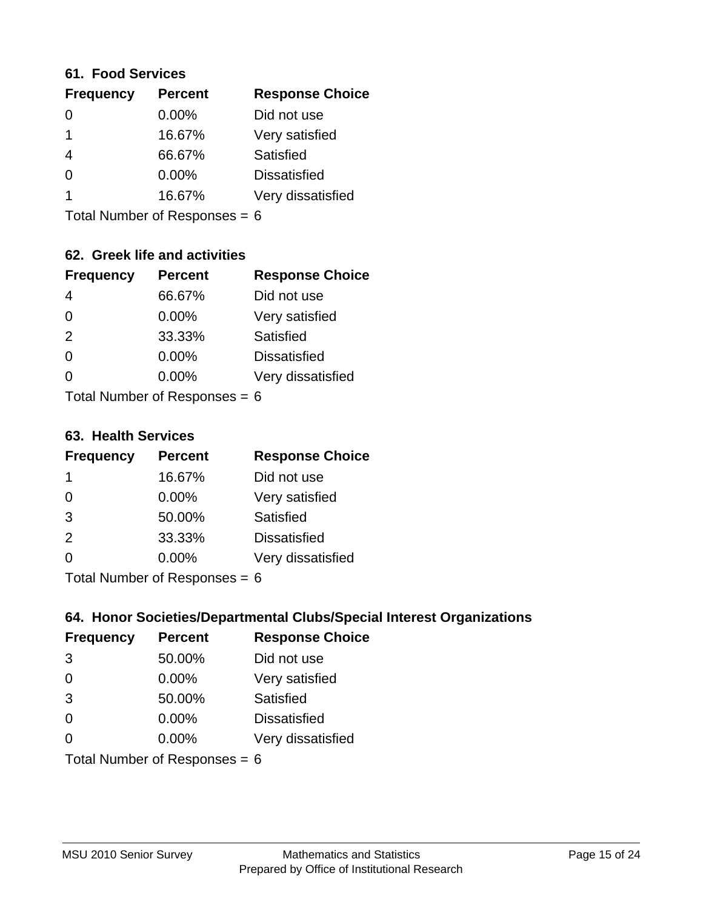### 61. Food Services

| Frequency | Percent | Response Choice |
|---|---|---|
| 0 | 0.00% | Did not use |
| 1 | 16.67% | Very satisfied |
| 4 | 66.67% | Satisfied |
| 0 | 0.00% | Dissatisfied |
| 1 | 16.67% | Very dissatisfied |

Total Number of Responses = 6

### 62. Greek life and activities

| Frequency | Percent | Response Choice |
|---|---|---|
| 4 | 66.67% | Did not use |
| 0 | 0.00% | Very satisfied |
| 2 | 33.33% | Satisfied |
| 0 | 0.00% | Dissatisfied |
| 0 | 0.00% | Very dissatisfied |

Total Number of Responses = 6

### 63. Health Services

| Frequency | Percent | Response Choice |
|---|---|---|
| 1 | 16.67% | Did not use |
| 0 | 0.00% | Very satisfied |
| 3 | 50.00% | Satisfied |
| 2 | 33.33% | Dissatisfied |
| 0 | 0.00% | Very dissatisfied |

Total Number of Responses = 6

### 64. Honor Societies/Departmental Clubs/Special Interest Organizations

| Frequency | Percent | Response Choice |
|---|---|---|
| 3 | 50.00% | Did not use |
| 0 | 0.00% | Very satisfied |
| 3 | 50.00% | Satisfied |
| 0 | 0.00% | Dissatisfied |
| 0 | 0.00% | Very dissatisfied |

Total Number of Responses = 6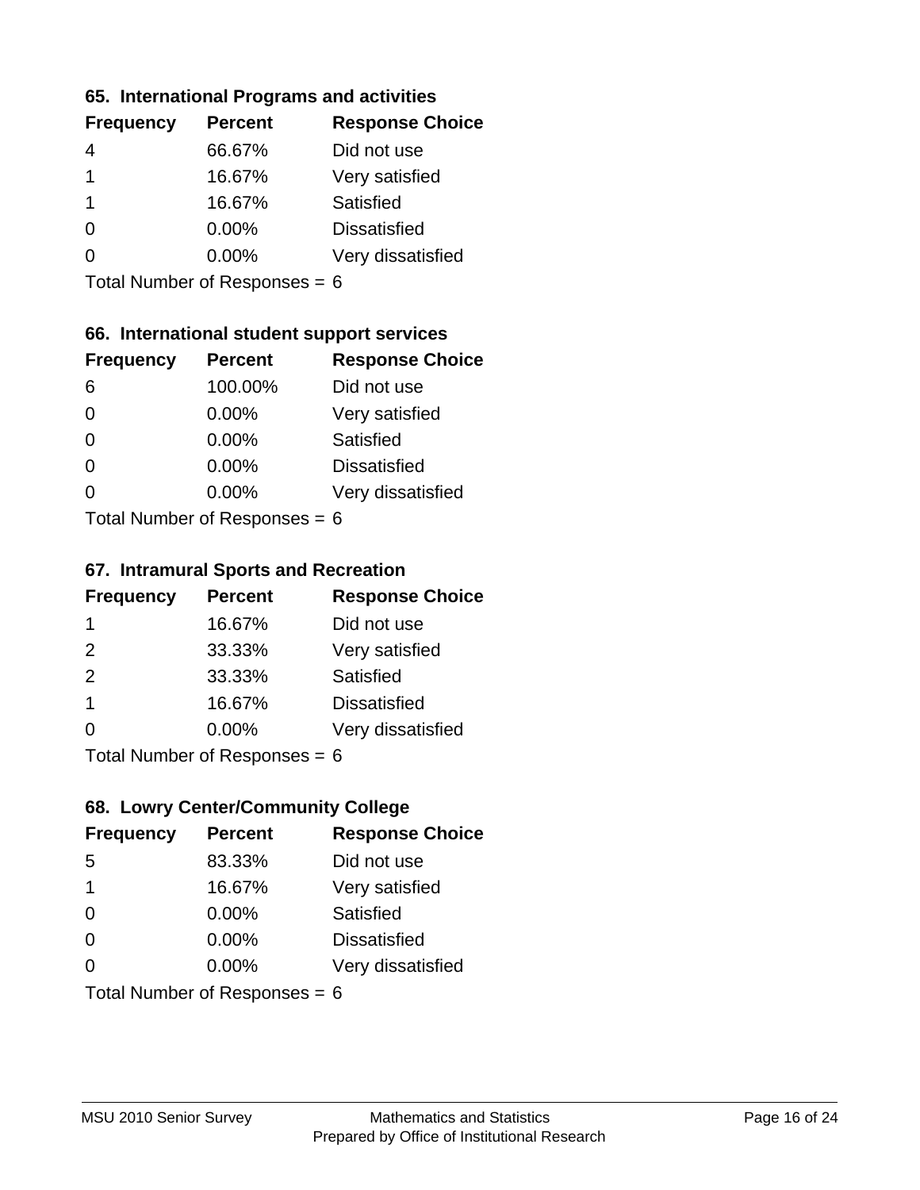### 65. International Programs and activities

| Frequency | Percent | Response Choice |
| --- | --- | --- |
| 4 | 66.67% | Did not use |
| 1 | 16.67% | Very satisfied |
| 1 | 16.67% | Satisfied |
| 0 | 0.00% | Dissatisfied |
| 0 | 0.00% | Very dissatisfied |

Total Number of Responses = 6

### 66. International student support services

| Frequency | Percent | Response Choice |
| --- | --- | --- |
| 6 | 100.00% | Did not use |
| 0 | 0.00% | Very satisfied |
| 0 | 0.00% | Satisfied |
| 0 | 0.00% | Dissatisfied |
| 0 | 0.00% | Very dissatisfied |

Total Number of Responses = 6

### 67. Intramural Sports and Recreation

| Frequency | Percent | Response Choice |
| --- | --- | --- |
| 1 | 16.67% | Did not use |
| 2 | 33.33% | Very satisfied |
| 2 | 33.33% | Satisfied |
| 1 | 16.67% | Dissatisfied |
| 0 | 0.00% | Very dissatisfied |

Total Number of Responses = 6

### 68. Lowry Center/Community College

| Frequency | Percent | Response Choice |
| --- | --- | --- |
| 5 | 83.33% | Did not use |
| 1 | 16.67% | Very satisfied |
| 0 | 0.00% | Satisfied |
| 0 | 0.00% | Dissatisfied |
| 0 | 0.00% | Very dissatisfied |

Total Number of Responses = 6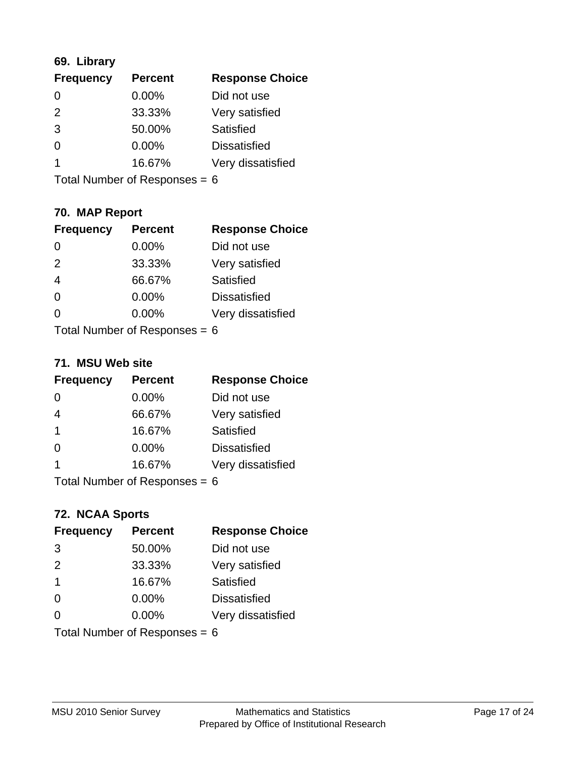### 69. Library

| Frequency | Percent | Response Choice |
|---|---|---|
| 0 | 0.00% | Did not use |
| 2 | 33.33% | Very satisfied |
| 3 | 50.00% | Satisfied |
| 0 | 0.00% | Dissatisfied |
| 1 | 16.67% | Very dissatisfied |

Total Number of Responses = 6

### 70. MAP Report

| Frequency | Percent | Response Choice |
|---|---|---|
| 0 | 0.00% | Did not use |
| 2 | 33.33% | Very satisfied |
| 4 | 66.67% | Satisfied |
| 0 | 0.00% | Dissatisfied |
| 0 | 0.00% | Very dissatisfied |

Total Number of Responses = 6

### 71. MSU Web site

| Frequency | Percent | Response Choice |
|---|---|---|
| 0 | 0.00% | Did not use |
| 4 | 66.67% | Very satisfied |
| 1 | 16.67% | Satisfied |
| 0 | 0.00% | Dissatisfied |
| 1 | 16.67% | Very dissatisfied |

Total Number of Responses = 6

### 72. NCAA Sports

| Frequency | Percent | Response Choice |
|---|---|---|
| 3 | 50.00% | Did not use |
| 2 | 33.33% | Very satisfied |
| 1 | 16.67% | Satisfied |
| 0 | 0.00% | Dissatisfied |
| 0 | 0.00% | Very dissatisfied |

Total Number of Responses = 6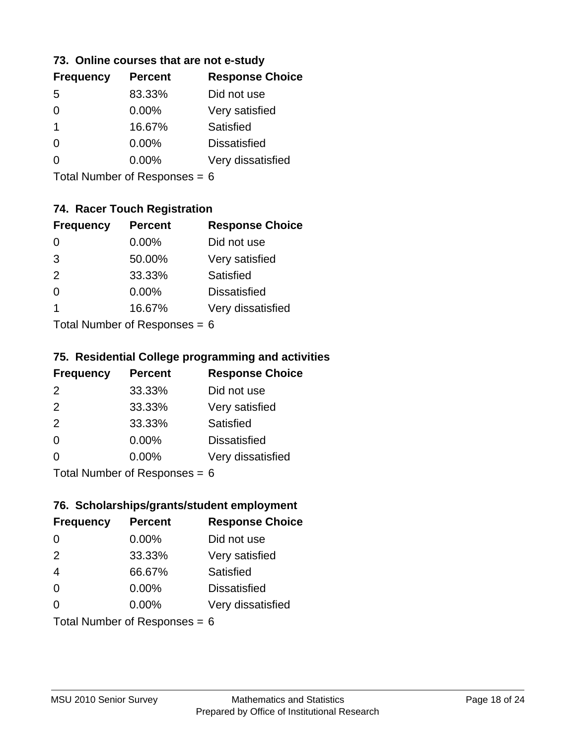### 73. Online courses that are not e-study

| Frequency | Percent | Response Choice |
|---|---|---|
| 5 | 83.33% | Did not use |
| 0 | 0.00% | Very satisfied |
| 1 | 16.67% | Satisfied |
| 0 | 0.00% | Dissatisfied |
| 0 | 0.00% | Very dissatisfied |

Total Number of Responses = 6

### 74. Racer Touch Registration

| Frequency | Percent | Response Choice |
|---|---|---|
| 0 | 0.00% | Did not use |
| 3 | 50.00% | Very satisfied |
| 2 | 33.33% | Satisfied |
| 0 | 0.00% | Dissatisfied |
| 1 | 16.67% | Very dissatisfied |

Total Number of Responses = 6

### 75. Residential College programming and activities

| Frequency | Percent | Response Choice |
|---|---|---|
| 2 | 33.33% | Did not use |
| 2 | 33.33% | Very satisfied |
| 2 | 33.33% | Satisfied |
| 0 | 0.00% | Dissatisfied |
| 0 | 0.00% | Very dissatisfied |

Total Number of Responses = 6

### 76. Scholarships/grants/student employment

| Frequency | Percent | Response Choice |
|---|---|---|
| 0 | 0.00% | Did not use |
| 2 | 33.33% | Very satisfied |
| 4 | 66.67% | Satisfied |
| 0 | 0.00% | Dissatisfied |
| 0 | 0.00% | Very dissatisfied |

Total Number of Responses = 6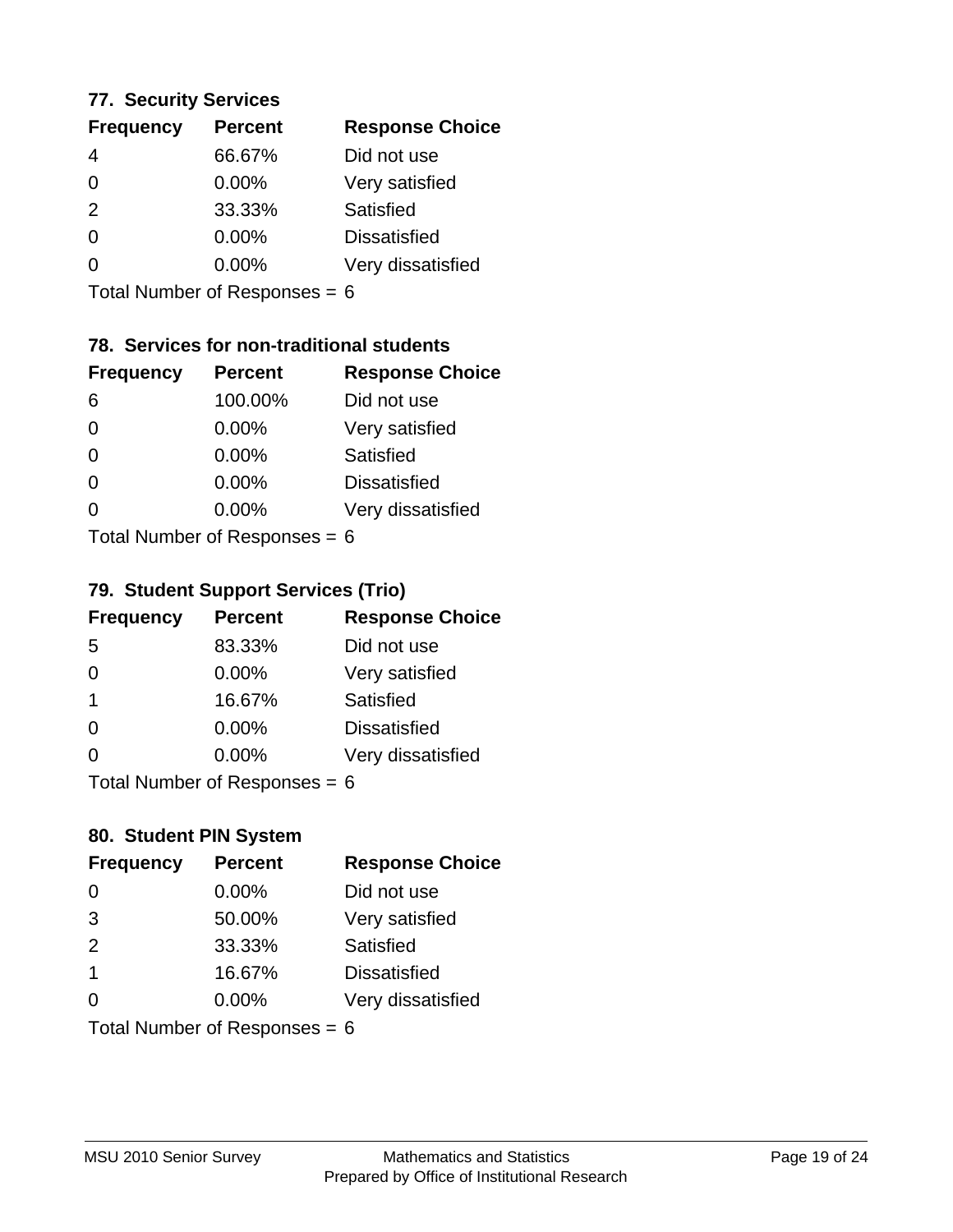### 77. Security Services

| Frequency | Percent | Response Choice |
|---|---|---|
| 4 | 66.67% | Did not use |
| 0 | 0.00% | Very satisfied |
| 2 | 33.33% | Satisfied |
| 0 | 0.00% | Dissatisfied |
| 0 | 0.00% | Very dissatisfied |

Total Number of Responses = 6

### 78. Services for non-traditional students

| Frequency | Percent | Response Choice |
|---|---|---|
| 6 | 100.00% | Did not use |
| 0 | 0.00% | Very satisfied |
| 0 | 0.00% | Satisfied |
| 0 | 0.00% | Dissatisfied |
| 0 | 0.00% | Very dissatisfied |

Total Number of Responses = 6

### 79. Student Support Services (Trio)

| Frequency | Percent | Response Choice |
|---|---|---|
| 5 | 83.33% | Did not use |
| 0 | 0.00% | Very satisfied |
| 1 | 16.67% | Satisfied |
| 0 | 0.00% | Dissatisfied |
| 0 | 0.00% | Very dissatisfied |

Total Number of Responses = 6

### 80. Student PIN System

| Frequency | Percent | Response Choice |
|---|---|---|
| 0 | 0.00% | Did not use |
| 3 | 50.00% | Very satisfied |
| 2 | 33.33% | Satisfied |
| 1 | 16.67% | Dissatisfied |
| 0 | 0.00% | Very dissatisfied |

Total Number of Responses = 6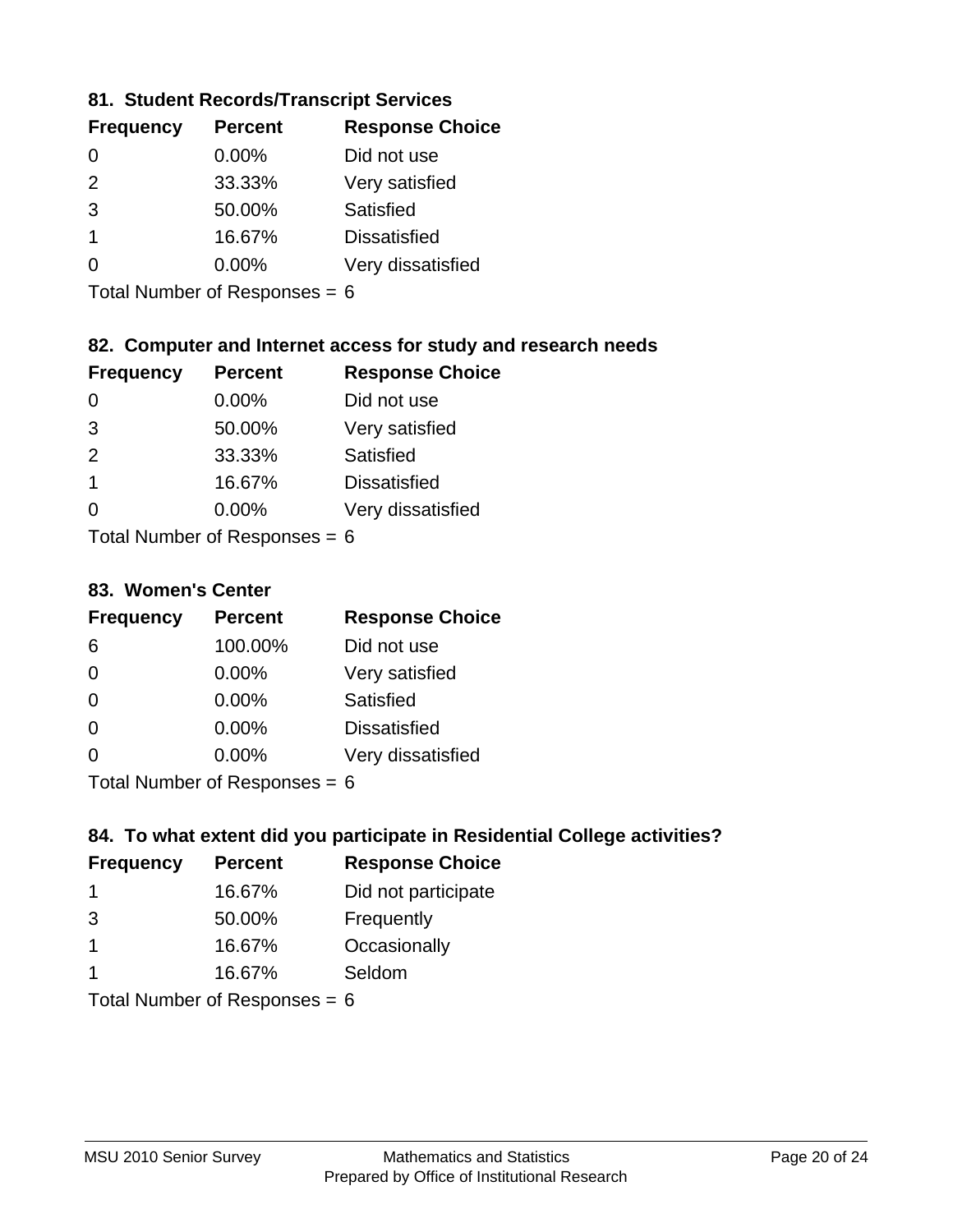### 81. Student Records/Transcript Services

| Frequency | Percent | Response Choice |
|---|---|---|
| 0 | 0.00% | Did not use |
| 2 | 33.33% | Very satisfied |
| 3 | 50.00% | Satisfied |
| 1 | 16.67% | Dissatisfied |
| 0 | 0.00% | Very dissatisfied |

Total Number of Responses = 6

### 82. Computer and Internet access for study and research needs

| Frequency | Percent | Response Choice |
|---|---|---|
| 0 | 0.00% | Did not use |
| 3 | 50.00% | Very satisfied |
| 2 | 33.33% | Satisfied |
| 1 | 16.67% | Dissatisfied |
| 0 | 0.00% | Very dissatisfied |

Total Number of Responses = 6

### 83. Women's Center

| Frequency | Percent | Response Choice |
|---|---|---|
| 6 | 100.00% | Did not use |
| 0 | 0.00% | Very satisfied |
| 0 | 0.00% | Satisfied |
| 0 | 0.00% | Dissatisfied |
| 0 | 0.00% | Very dissatisfied |

Total Number of Responses = 6

### 84. To what extent did you participate in Residential College activities?

| Frequency | Percent | Response Choice |
|---|---|---|
| 1 | 16.67% | Did not participate |
| 3 | 50.00% | Frequently |
| 1 | 16.67% | Occasionally |
| 1 | 16.67% | Seldom |

Total Number of Responses = 6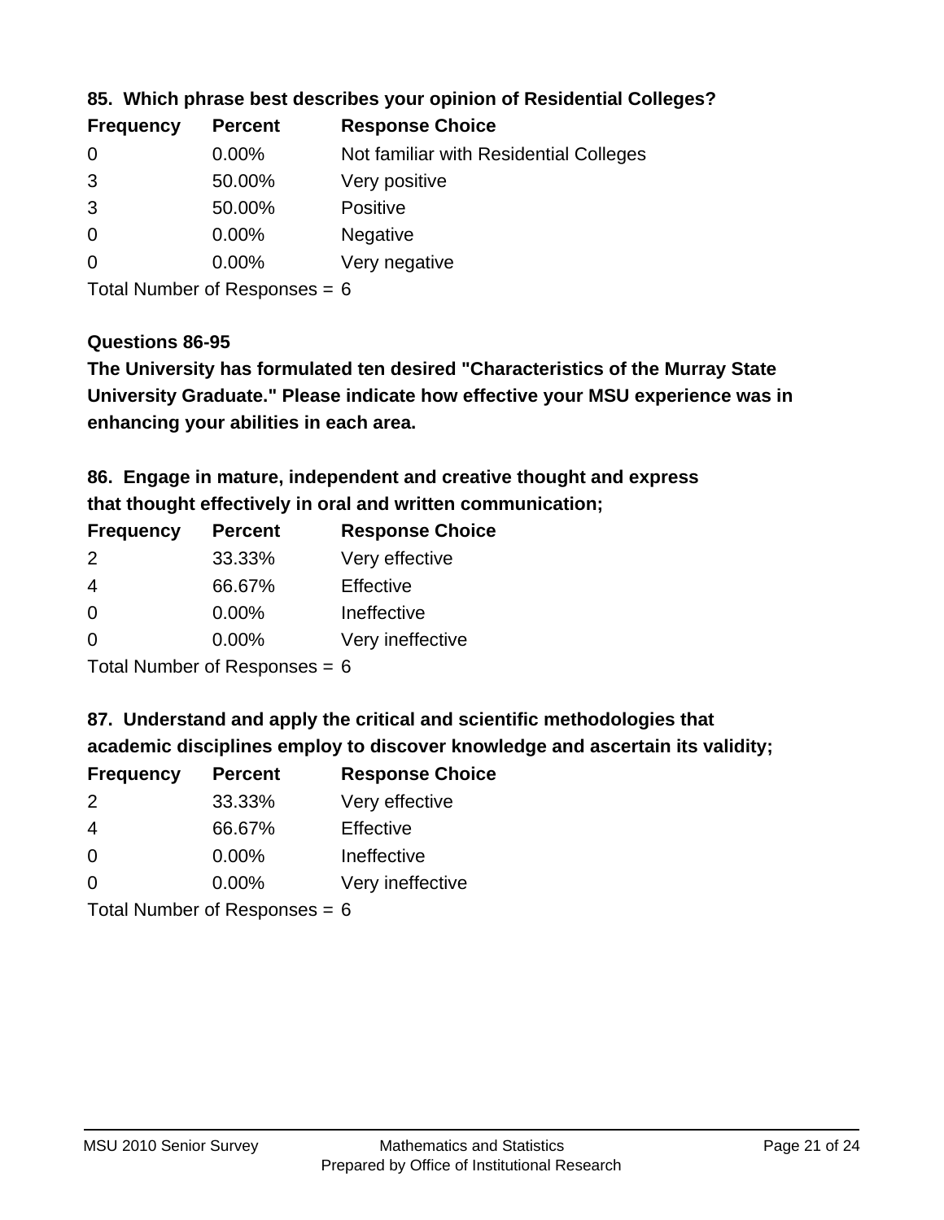### 85. Which phrase best describes your opinion of Residential Colleges?

| Frequency | Percent | Response Choice |
|---|---|---|
| 0 | 0.00% | Not familiar with Residential Colleges |
| 3 | 50.00% | Very positive |
| 3 | 50.00% | Positive |
| 0 | 0.00% | Negative |
| 0 | 0.00% | Very negative |

Total Number of Responses = 6

### Questions 86-95

**The University has formulated ten desired "Characteristics of the Murray State University Graduate." Please indicate how effective your MSU experience was in enhancing your abilities in each area.**

### 86. Engage in mature, independent and creative thought and express that thought effectively in oral and written communication;

| Frequency | Percent | Response Choice |
|---|---|---|
| 2 | 33.33% | Very effective |
| 4 | 66.67% | Effective |
| 0 | 0.00% | Ineffective |
| 0 | 0.00% | Very ineffective |

Total Number of Responses = 6

### 87. Understand and apply the critical and scientific methodologies that academic disciplines employ to discover knowledge and ascertain its validity;

| Frequency | Percent | Response Choice |
|---|---|---|
| 2 | 33.33% | Very effective |
| 4 | 66.67% | Effective |
| 0 | 0.00% | Ineffective |
| 0 | 0.00% | Very ineffective |

Total Number of Responses = 6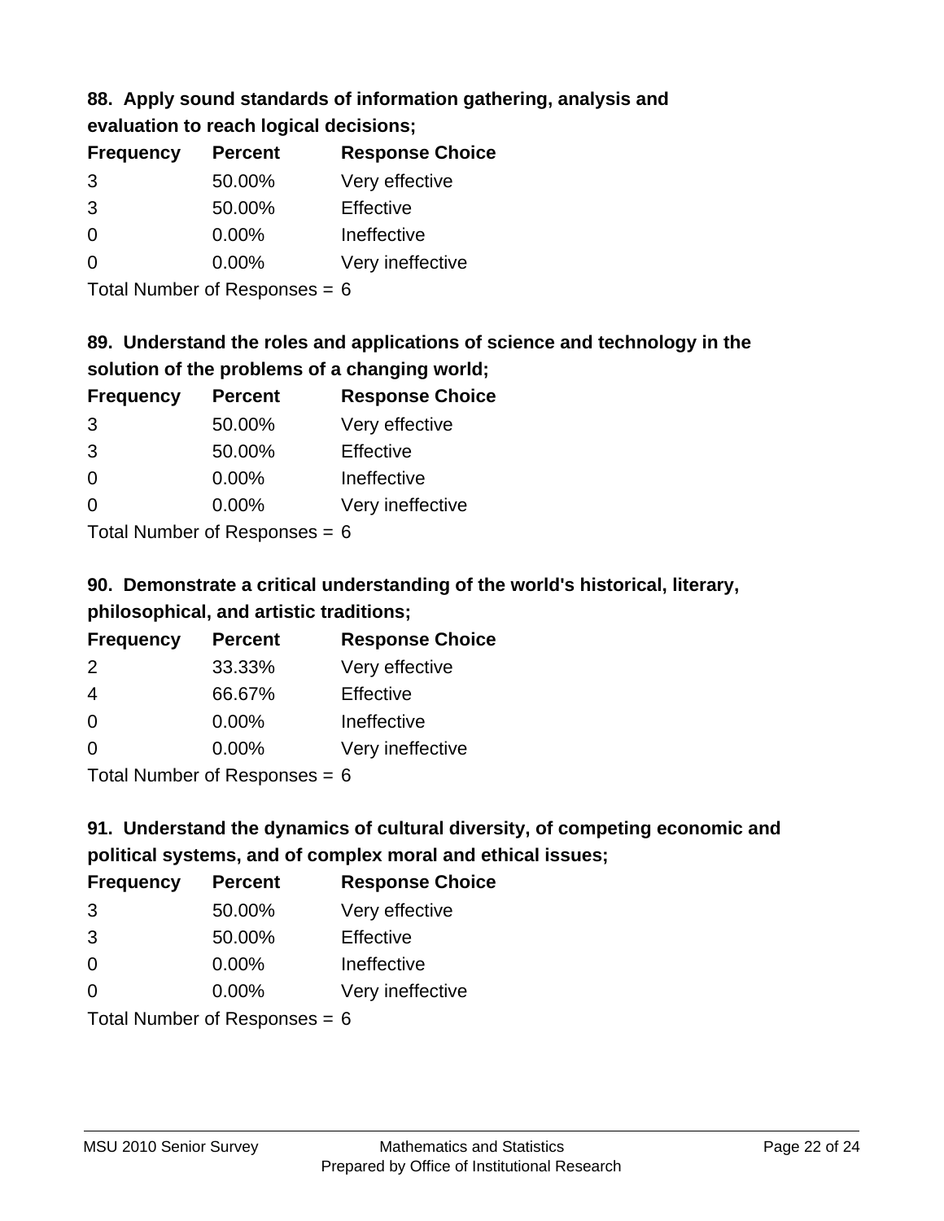### 88. Apply sound standards of information gathering, analysis and evaluation to reach logical decisions;

| Frequency | Percent | Response Choice |
| --- | --- | --- |
| 3 | 50.00% | Very effective |
| 3 | 50.00% | Effective |
| 0 | 0.00% | Ineffective |
| 0 | 0.00% | Very ineffective |

Total Number of Responses = 6

### 89. Understand the roles and applications of science and technology in the solution of the problems of a changing world;

| Frequency | Percent | Response Choice |
| --- | --- | --- |
| 3 | 50.00% | Very effective |
| 3 | 50.00% | Effective |
| 0 | 0.00% | Ineffective |
| 0 | 0.00% | Very ineffective |

Total Number of Responses = 6

### 90. Demonstrate a critical understanding of the world's historical, literary, philosophical, and artistic traditions;

| Frequency | Percent | Response Choice |
| --- | --- | --- |
| 2 | 33.33% | Very effective |
| 4 | 66.67% | Effective |
| 0 | 0.00% | Ineffective |
| 0 | 0.00% | Very ineffective |

Total Number of Responses = 6

### 91. Understand the dynamics of cultural diversity, of competing economic and political systems, and of complex moral and ethical issues;

| Frequency | Percent | Response Choice |
| --- | --- | --- |
| 3 | 50.00% | Very effective |
| 3 | 50.00% | Effective |
| 0 | 0.00% | Ineffective |
| 0 | 0.00% | Very ineffective |

Total Number of Responses = 6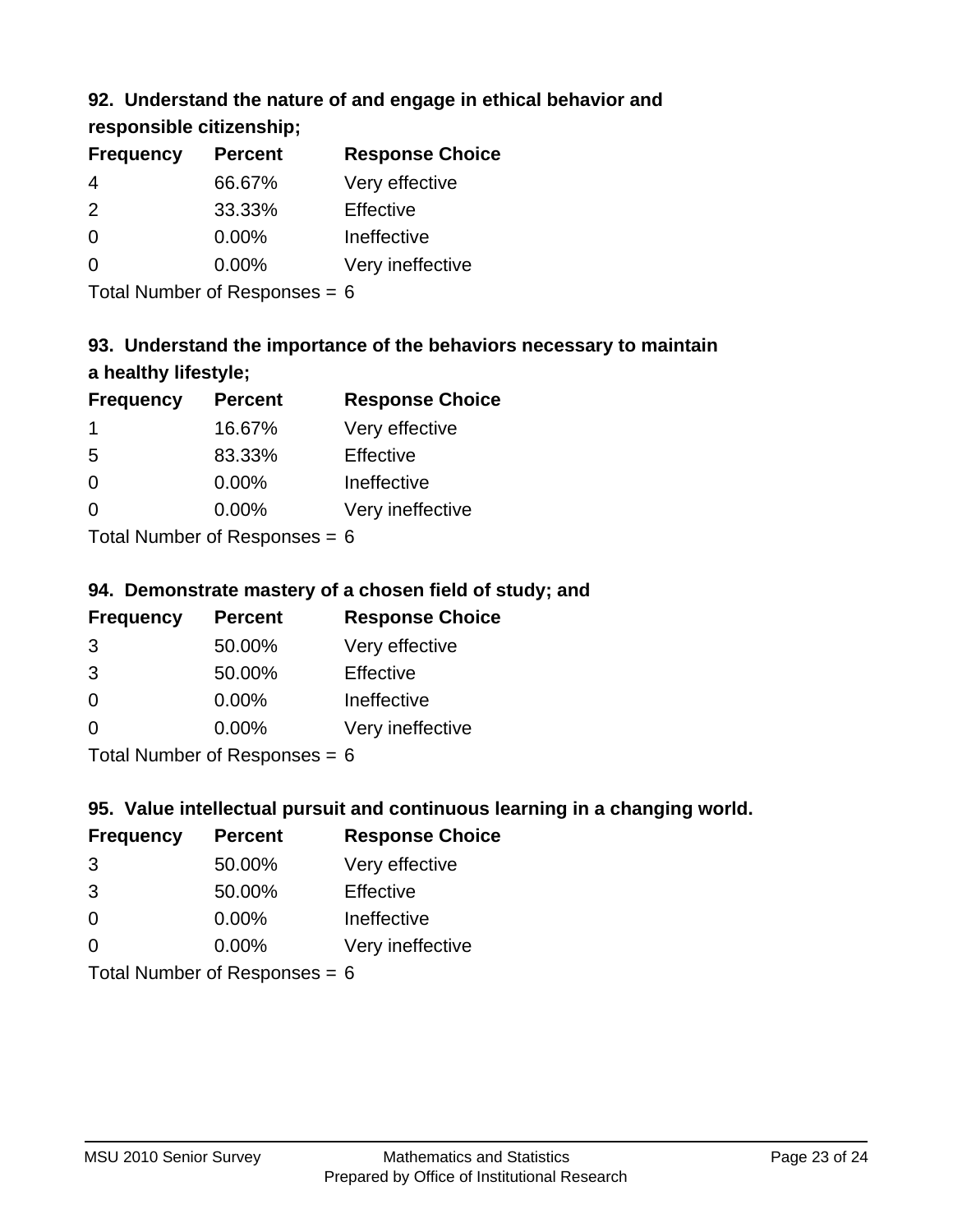### 92. Understand the nature of and engage in ethical behavior and responsible citizenship;

| Frequency | Percent | Response Choice |
|---|---|---|
| 4 | 66.67% | Very effective |
| 2 | 33.33% | Effective |
| 0 | 0.00% | Ineffective |
| 0 | 0.00% | Very ineffective |

Total Number of Responses = 6

### 93. Understand the importance of the behaviors necessary to maintain a healthy lifestyle;

| Frequency | Percent | Response Choice |
|---|---|---|
| 1 | 16.67% | Very effective |
| 5 | 83.33% | Effective |
| 0 | 0.00% | Ineffective |
| 0 | 0.00% | Very ineffective |

Total Number of Responses = 6

### 94. Demonstrate mastery of a chosen field of study; and

| Frequency | Percent | Response Choice |
|---|---|---|
| 3 | 50.00% | Very effective |
| 3 | 50.00% | Effective |
| 0 | 0.00% | Ineffective |
| 0 | 0.00% | Very ineffective |

Total Number of Responses = 6

### 95. Value intellectual pursuit and continuous learning in a changing world.

| Frequency | Percent | Response Choice |
|---|---|---|
| 3 | 50.00% | Very effective |
| 3 | 50.00% | Effective |
| 0 | 0.00% | Ineffective |
| 0 | 0.00% | Very ineffective |

Total Number of Responses = 6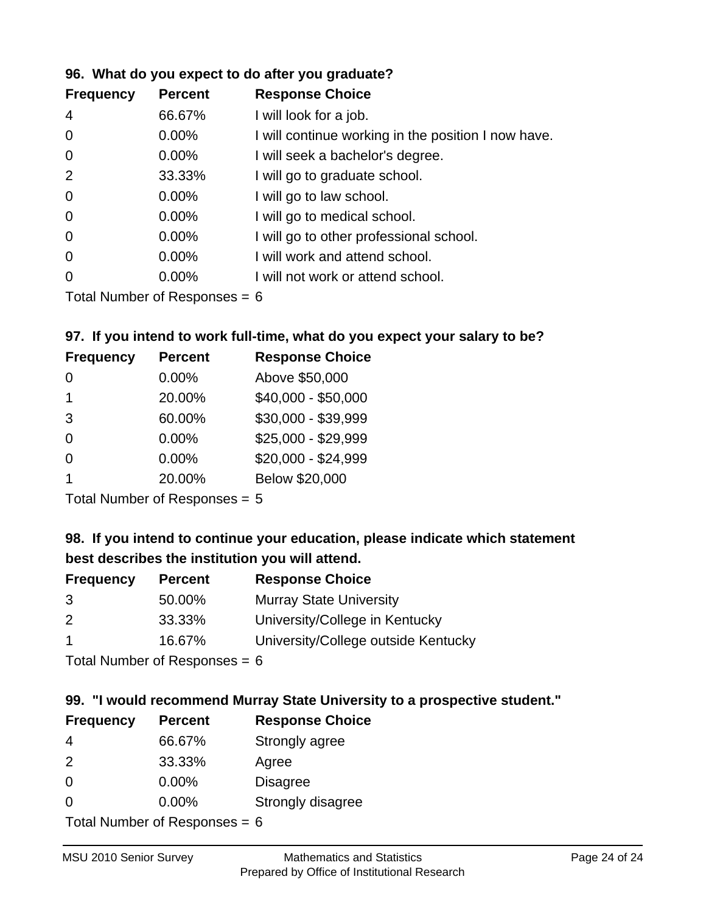### 96. What do you expect to do after you graduate?

| Frequency | Percent | Response Choice |
|---|---|---|
| 4 | 66.67% | I will look for a job. |
| 0 | 0.00% | I will continue working in the position I now have. |
| 0 | 0.00% | I will seek a bachelor's degree. |
| 2 | 33.33% | I will go to graduate school. |
| 0 | 0.00% | I will go to law school. |
| 0 | 0.00% | I will go to medical school. |
| 0 | 0.00% | I will go to other professional school. |
| 0 | 0.00% | I will work and attend school. |
| 0 | 0.00% | I will not work or attend school. |

Total Number of Responses = 6

### 97. If you intend to work full-time, what do you expect your salary to be?

| Frequency | Percent | Response Choice |
|---|---|---|
| 0 | 0.00% | Above $50,000 |
| 1 | 20.00% | $40,000 - $50,000 |
| 3 | 60.00% | $30,000 - $39,999 |
| 0 | 0.00% | $25,000 - $29,999 |
| 0 | 0.00% | $20,000 - $24,999 |
| 1 | 20.00% | Below $20,000 |

Total Number of Responses = 5

### 98. If you intend to continue your education, please indicate which statement best describes the institution you will attend.

| Frequency | Percent | Response Choice |
|---|---|---|
| 3 | 50.00% | Murray State University |
| 2 | 33.33% | University/College in Kentucky |
| 1 | 16.67% | University/College outside Kentucky |

Total Number of Responses = 6

### 99. "I would recommend Murray State University to a prospective student."

| Frequency | Percent | Response Choice |
|---|---|---|
| 4 | 66.67% | Strongly agree |
| 2 | 33.33% | Agree |
| 0 | 0.00% | Disagree |
| 0 | 0.00% | Strongly disagree |

Total Number of Responses = 6